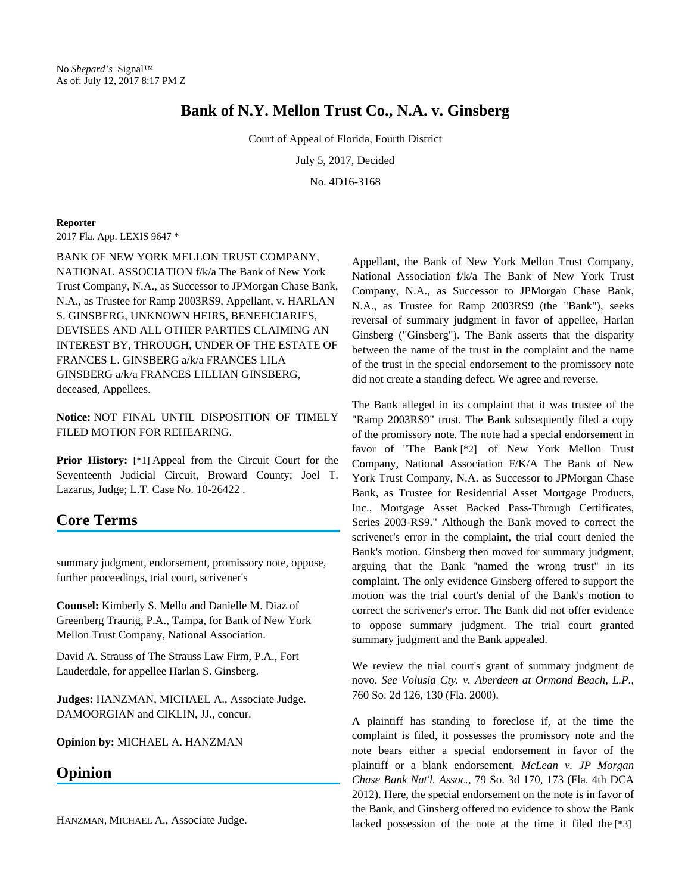No *Shepard's* Signal™
As of: July 12, 2017 8:17 PM Z

# Bank of N.Y. Mellon Trust Co., N.A. v. Ginsberg

Court of Appeal of Florida, Fourth District

July 5, 2017, Decided

No. 4D16-3168

**Reporter**
2017 Fla. App. LEXIS 9647 *

BANK OF NEW YORK MELLON TRUST COMPANY, NATIONAL ASSOCIATION f/k/a The Bank of New York Trust Company, N.A., as Successor to JPMorgan Chase Bank, N.A., as Trustee for Ramp 2003RS9, Appellant, v. HARLAN S. GINSBERG, UNKNOWN HEIRS, BENEFICIARIES, DEVISEES AND ALL OTHER PARTIES CLAIMING AN INTEREST BY, THROUGH, UNDER OF THE ESTATE OF FRANCES L. GINSBERG a/k/a FRANCES LILA GINSBERG a/k/a FRANCES LILLIAN GINSBERG, deceased, Appellees.

**Notice:** NOT FINAL UNTIL DISPOSITION OF TIMELY FILED MOTION FOR REHEARING.

**Prior History:** [*1] Appeal from the Circuit Court for the Seventeenth Judicial Circuit, Broward County; Joel T. Lazarus, Judge; L.T. Case No. 10-26422 .

## Core Terms

summary judgment, endorsement, promissory note, oppose, further proceedings, trial court, scrivener's

**Counsel:** Kimberly S. Mello and Danielle M. Diaz of Greenberg Traurig, P.A., Tampa, for Bank of New York Mellon Trust Company, National Association.

David A. Strauss of The Strauss Law Firm, P.A., Fort Lauderdale, for appellee Harlan S. Ginsberg.

**Judges:** HANZMAN, MICHAEL A., Associate Judge. DAMOORGIAN and CIKLIN, JJ., concur.

**Opinion by:** MICHAEL A. HANZMAN

## Opinion

HANZMAN, MICHAEL A., Associate Judge.

Appellant, the Bank of New York Mellon Trust Company, National Association f/k/a The Bank of New York Trust Company, N.A., as Successor to JPMorgan Chase Bank, N.A., as Trustee for Ramp 2003RS9 (the "Bank"), seeks reversal of summary judgment in favor of appellee, Harlan Ginsberg ("Ginsberg"). The Bank asserts that the disparity between the name of the trust in the complaint and the name of the trust in the special endorsement to the promissory note did not create a standing defect. We agree and reverse.

The Bank alleged in its complaint that it was trustee of the "Ramp 2003RS9" trust. The Bank subsequently filed a copy of the promissory note. The note had a special endorsement in favor of "The Bank [*2] of New York Mellon Trust Company, National Association F/K/A The Bank of New York Trust Company, N.A. as Successor to JPMorgan Chase Bank, as Trustee for Residential Asset Mortgage Products, Inc., Mortgage Asset Backed Pass-Through Certificates, Series 2003-RS9." Although the Bank moved to correct the scrivener's error in the complaint, the trial court denied the Bank's motion. Ginsberg then moved for summary judgment, arguing that the Bank "named the wrong trust" in its complaint. The only evidence Ginsberg offered to support the motion was the trial court's denial of the Bank's motion to correct the scrivener's error. The Bank did not offer evidence to oppose summary judgment. The trial court granted summary judgment and the Bank appealed.

We review the trial court's grant of summary judgment de novo. *See Volusia Cty. v. Aberdeen at Ormond Beach, L.P.*, 760 So. 2d 126, 130 (Fla. 2000).

A plaintiff has standing to foreclose if, at the time the complaint is filed, it possesses the promissory note and the note bears either a special endorsement in favor of the plaintiff or a blank endorsement. *McLean v. JP Morgan Chase Bank Nat'l. Assoc.*, 79 So. 3d 170, 173 (Fla. 4th DCA 2012). Here, the special endorsement on the note is in favor of the Bank, and Ginsberg offered no evidence to show the Bank lacked possession of the note at the time it filed the [*3]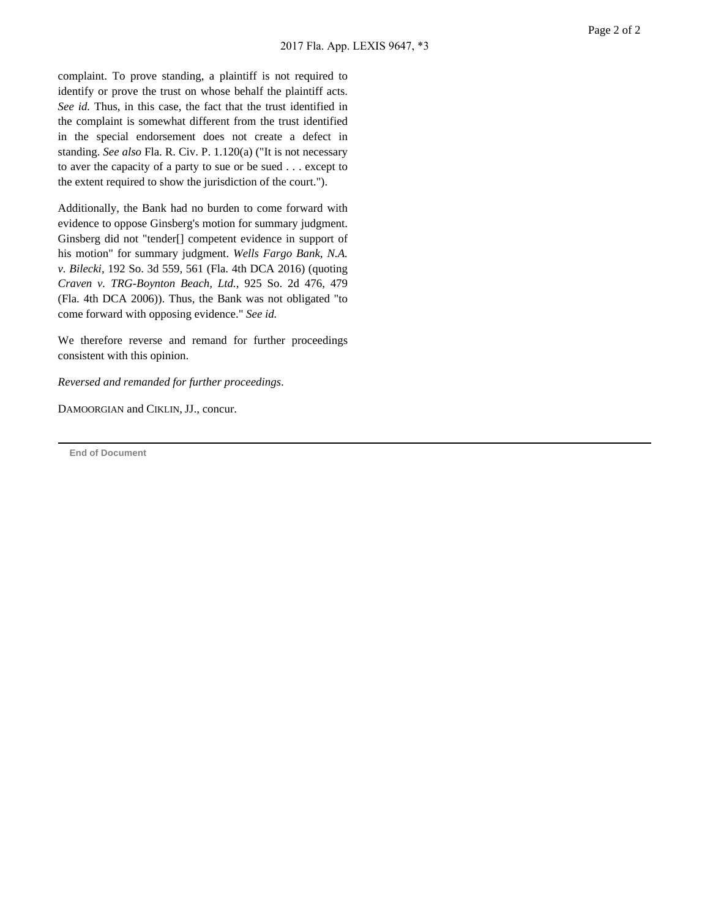complaint. To prove standing, a plaintiff is not required to identify or prove the trust on whose behalf the plaintiff acts. *See id.* Thus, in this case, the fact that the trust identified in the complaint is somewhat different from the trust identified in the special endorsement does not create a defect in standing. *See also* Fla. R. Civ. P. 1.120(a) ("It is not necessary to aver the capacity of a party to sue or be sued . . . except to the extent required to show the jurisdiction of the court.").

Additionally, the Bank had no burden to come forward with evidence to oppose Ginsberg's motion for summary judgment. Ginsberg did not "tender[] competent evidence in support of his motion" for summary judgment. *Wells Fargo Bank, N.A. v. Bilecki*, 192 So. 3d 559, 561 (Fla. 4th DCA 2016) (quoting *Craven v. TRG-Boynton Beach, Ltd.*, 925 So. 2d 476, 479 (Fla. 4th DCA 2006)). Thus, the Bank was not obligated "to come forward with opposing evidence." *See id.*

We therefore reverse and remand for further proceedings consistent with this opinion.

*Reversed and remanded for further proceedings.*

DAMOORGIAN and CIKLIN, JJ., concur.

End of Document